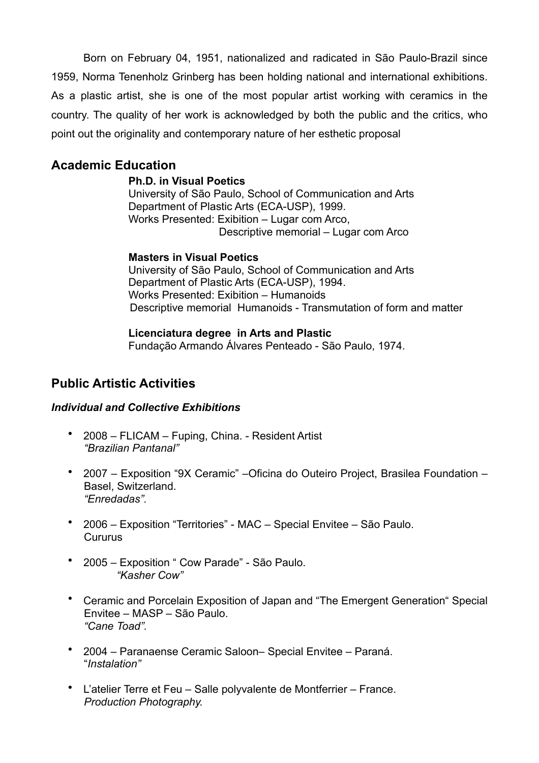Born on February 04, 1951, nationalized and radicated in São Paulo-Brazil since 1959, Norma Tenenholz Grinberg has been holding national and international exhibitions. As a plastic artist, she is one of the most popular artist working with ceramics in the country. The quality of her work is acknowledged by both the public and the critics, who point out the originality and contemporary nature of her esthetic proposal

## Academic Education

**Ph.D. in Visual Poetics**
University of São Paulo, School of Communication and Arts
Department of Plastic Arts (ECA-USP), 1999.
Works Presented: Exibition – Lugar com Arco,
Descriptive memorial – Lugar com Arco

**Masters in Visual Poetics**
University of São Paulo, School of Communication and Arts
Department of Plastic Arts (ECA-USP), 1994.
Works Presented: Exibition – Humanoids
Descriptive memorial Humanoids - Transmutation of form and matter

**Licenciatura degree in Arts and Plastic**
Fundação Armando Álvares Penteado - São Paulo, 1974.

## Public Artistic Activities

***Individual and Collective Exhibitions***

- 2008 – FLICAM – Fuping, China. - Resident Artist
  *"Brazilian Pantanal"*
- 2007 – Exposition "9X Ceramic" –Oficina do Outeiro Project, Brasilea Foundation – Basel, Switzerland.
  *"Enredadas".*
- 2006 – Exposition "Territories" - MAC – Special Envitee – São Paulo.
  Cururus
- 2005 – Exposition " Cow Parade" - São Paulo.
  *"Kasher Cow"*
- Ceramic and Porcelain Exposition of Japan and "The Emergent Generation" Special Envitee – MASP – São Paulo.
  *"Cane Toad".*
- 2004 – Paranaense Ceramic Saloon– Special Envitee – Paraná.
  "*Instalation"*
- L'atelier Terre et Feu – Salle polyvalente de Montferrier – France.
  *Production Photography.*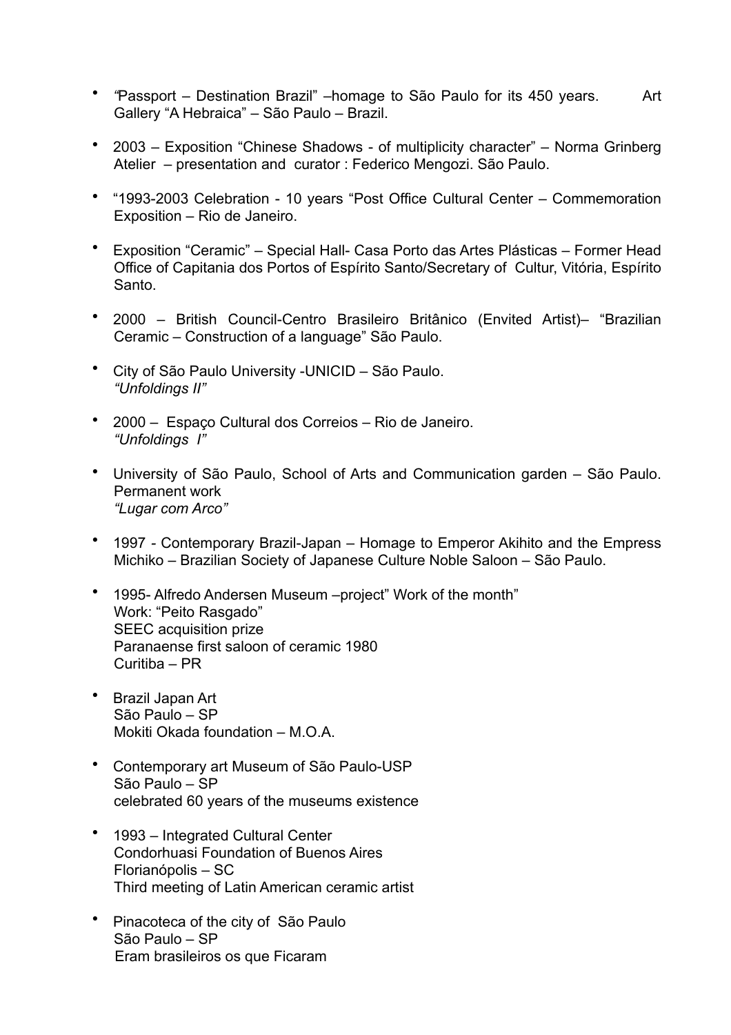- "Passport – Destination Brazil" –homage to São Paulo for its 450 years. Art Gallery "A Hebraica" – São Paulo – Brazil.

- 2003 – Exposition "Chinese Shadows - of multiplicity character" – Norma Grinberg Atelier – presentation and curator : Federico Mengozi. São Paulo.

- "1993-2003 Celebration - 10 years "Post Office Cultural Center – Commemoration Exposition – Rio de Janeiro.

- Exposition "Ceramic" – Special Hall- Casa Porto das Artes Plásticas – Former Head Office of Capitania dos Portos of Espírito Santo/Secretary of Cultur, Vitória, Espírito Santo.

- 2000 – British Council-Centro Brasileiro Britânico (Envited Artist)– "Brazilian Ceramic – Construction of a language" São Paulo.

- City of São Paulo University -UNICID – São Paulo.
  *"Unfoldings II"*

- 2000 – Espaço Cultural dos Correios – Rio de Janeiro.
  *"Unfoldings I"*

- University of São Paulo, School of Arts and Communication garden – São Paulo. Permanent work
  *"Lugar com Arco"*

- 1997 - Contemporary Brazil-Japan – Homage to Emperor Akihito and the Empress Michiko – Brazilian Society of Japanese Culture Noble Saloon – São Paulo.

- 1995- Alfredo Andersen Museum –project" Work of the month"
  Work: "Peito Rasgado"
  SEEC acquisition prize
  Paranaense first saloon of ceramic 1980
  Curitiba – PR

- Brazil Japan Art
  São Paulo – SP
  Mokiti Okada foundation – M.O.A.

- Contemporary art Museum of São Paulo-USP
  São Paulo – SP
  celebrated 60 years of the museums existence

- 1993 – Integrated Cultural Center
  Condorhuasi Foundation of Buenos Aires
  Florianópolis – SC
  Third meeting of Latin American ceramic artist

- Pinacoteca of the city of São Paulo
  São Paulo – SP
  Eram brasileiros os que Ficaram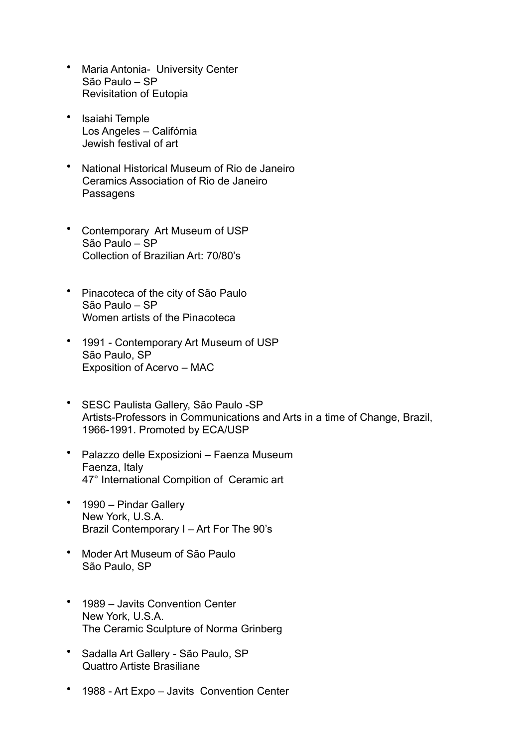- Maria Antonia- University Center
  São Paulo – SP
  Revisitation of Eutopia

- Isaiahi Temple
  Los Angeles – Califórnia
  Jewish festival of art

- National Historical Museum of Rio de Janeiro
  Ceramics Association of Rio de Janeiro
  Passagens

- Contemporary Art Museum of USP
  São Paulo – SP
  Collection of Brazilian Art: 70/80's

- Pinacoteca of the city of São Paulo
  São Paulo – SP
  Women artists of the Pinacoteca

- 1991 - Contemporary Art Museum of USP
  São Paulo, SP
  Exposition of Acervo – MAC

- SESC Paulista Gallery, São Paulo -SP
  Artists-Professors in Communications and Arts in a time of Change, Brazil, 1966-1991. Promoted by ECA/USP

- Palazzo delle Exposizioni – Faenza Museum
  Faenza, Italy
  47° International Compition of Ceramic art

- 1990 – Pindar Gallery
  New York, U.S.A.
  Brazil Contemporary I – Art For The 90's

- Moder Art Museum of São Paulo
  São Paulo, SP

- 1989 – Javits Convention Center
  New York, U.S.A.
  The Ceramic Sculpture of Norma Grinberg

- Sadalla Art Gallery - São Paulo, SP
  Quattro Artiste Brasiliane

- 1988 - Art Expo – Javits Convention Center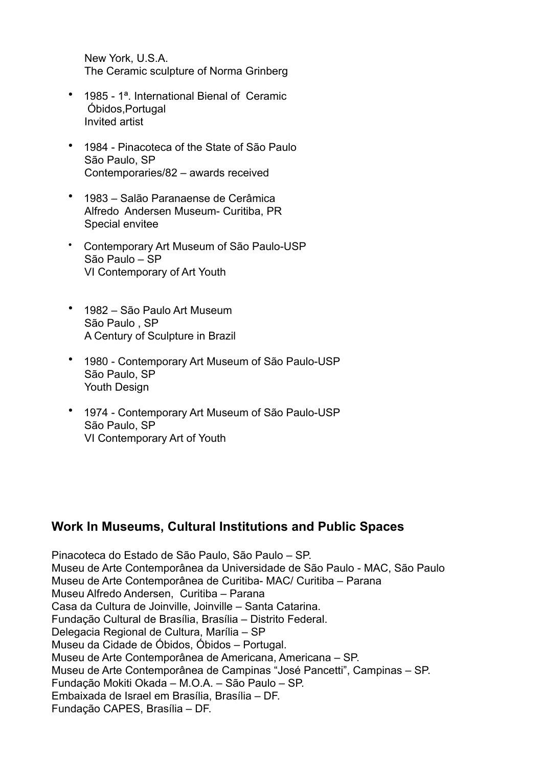New York, U.S.A.
The Ceramic sculpture of Norma Grinberg

- 1985 - 1ª. International Bienal of Ceramic
  Óbidos,Portugal
  Invited artist

- 1984 - Pinacoteca of the State of São Paulo
  São Paulo, SP
  Contemporaries/82 – awards received

- 1983 – Salão Paranaense de Cerâmica
  Alfredo Andersen Museum- Curitiba, PR
  Special envitee

- Contemporary Art Museum of São Paulo-USP
  São Paulo – SP
  VI Contemporary of Art Youth

- 1982 – São Paulo Art Museum
  São Paulo , SP
  A Century of Sculpture in Brazil

- 1980 - Contemporary Art Museum of São Paulo-USP
  São Paulo, SP
  Youth Design

- 1974 - Contemporary Art Museum of São Paulo-USP
  São Paulo, SP
  VI Contemporary Art of Youth

## Work In Museums, Cultural Institutions and Public Spaces

Pinacoteca do Estado de São Paulo, São Paulo – SP.
Museu de Arte Contemporânea da Universidade de São Paulo - MAC, São Paulo
Museu de Arte Contemporânea de Curitiba- MAC/ Curitiba – Parana
Museu Alfredo Andersen, Curitiba – Parana
Casa da Cultura de Joinville, Joinville – Santa Catarina.
Fundação Cultural de Brasília, Brasília – Distrito Federal.
Delegacia Regional de Cultura, Marília – SP
Museu da Cidade de Óbidos, Óbidos – Portugal.
Museu de Arte Contemporânea de Americana, Americana – SP.
Museu de Arte Contemporânea de Campinas "José Pancetti", Campinas – SP.
Fundação Mokiti Okada – M.O.A. – São Paulo – SP.
Embaixada de Israel em Brasília, Brasília – DF.
Fundação CAPES, Brasília – DF.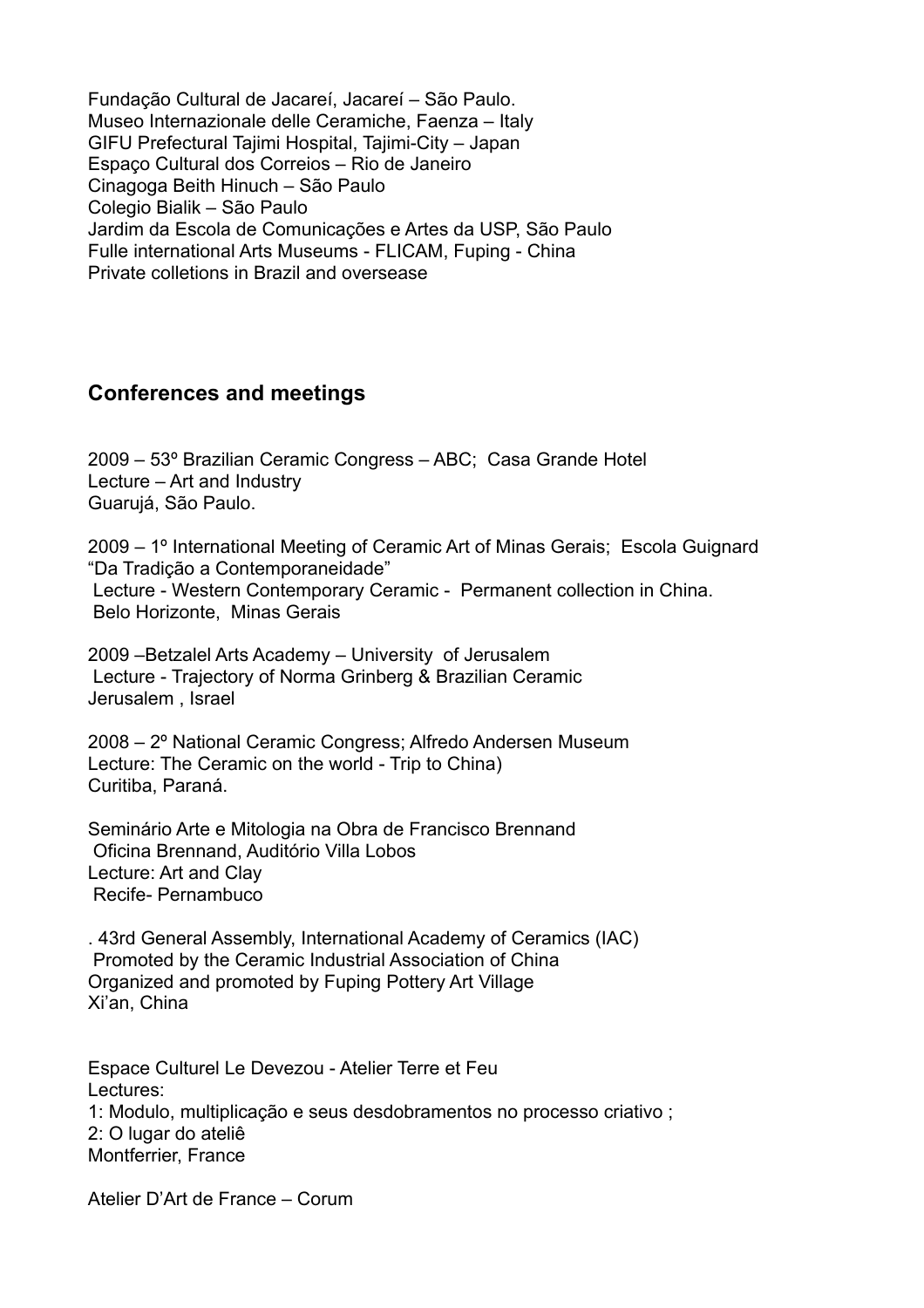Fundação Cultural de Jacareí, Jacareí – São Paulo.
Museo Internazionale delle Ceramiche, Faenza – Italy
GIFU Prefectural Tajimi Hospital, Tajimi-City – Japan
Espaço Cultural dos Correios – Rio de Janeiro
Cinagoga Beith Hinuch – São Paulo
Colegio Bialik – São Paulo
Jardim da Escola de Comunicações e Artes da USP, São Paulo
Fulle international Arts Museums - FLICAM, Fuping - China
Private colletions in Brazil and oversease

## Conferences and meetings

2009 – 53º Brazilian Ceramic Congress – ABC; Casa Grande Hotel
Lecture – Art and Industry
Guarujá, São Paulo.

2009 – 1º International Meeting of Ceramic Art of Minas Gerais; Escola Guignard
"Da Tradição a Contemporaneidade"
Lecture - Western Contemporary Ceramic - Permanent collection in China.
Belo Horizonte, Minas Gerais

2009 –Betzalel Arts Academy – University of Jerusalem
Lecture - Trajectory of Norma Grinberg & Brazilian Ceramic
Jerusalem , Israel

2008 – 2º National Ceramic Congress; Alfredo Andersen Museum
Lecture: The Ceramic on the world - Trip to China)
Curitiba, Paraná.

Seminário Arte e Mitologia na Obra de Francisco Brennand
Oficina Brennand, Auditório Villa Lobos
Lecture: Art and Clay
Recife- Pernambuco

. 43rd General Assembly, International Academy of Ceramics (IAC)
Promoted by the Ceramic Industrial Association of China
Organized and promoted by Fuping Pottery Art Village
Xi'an, China

Espace Culturel Le Devezou - Atelier Terre et Feu
Lectures:
1: Modulo, multiplicação e seus desdobramentos no processo criativo ;
2: O lugar do ateliê
Montferrier, France

Atelier D'Art de France – Corum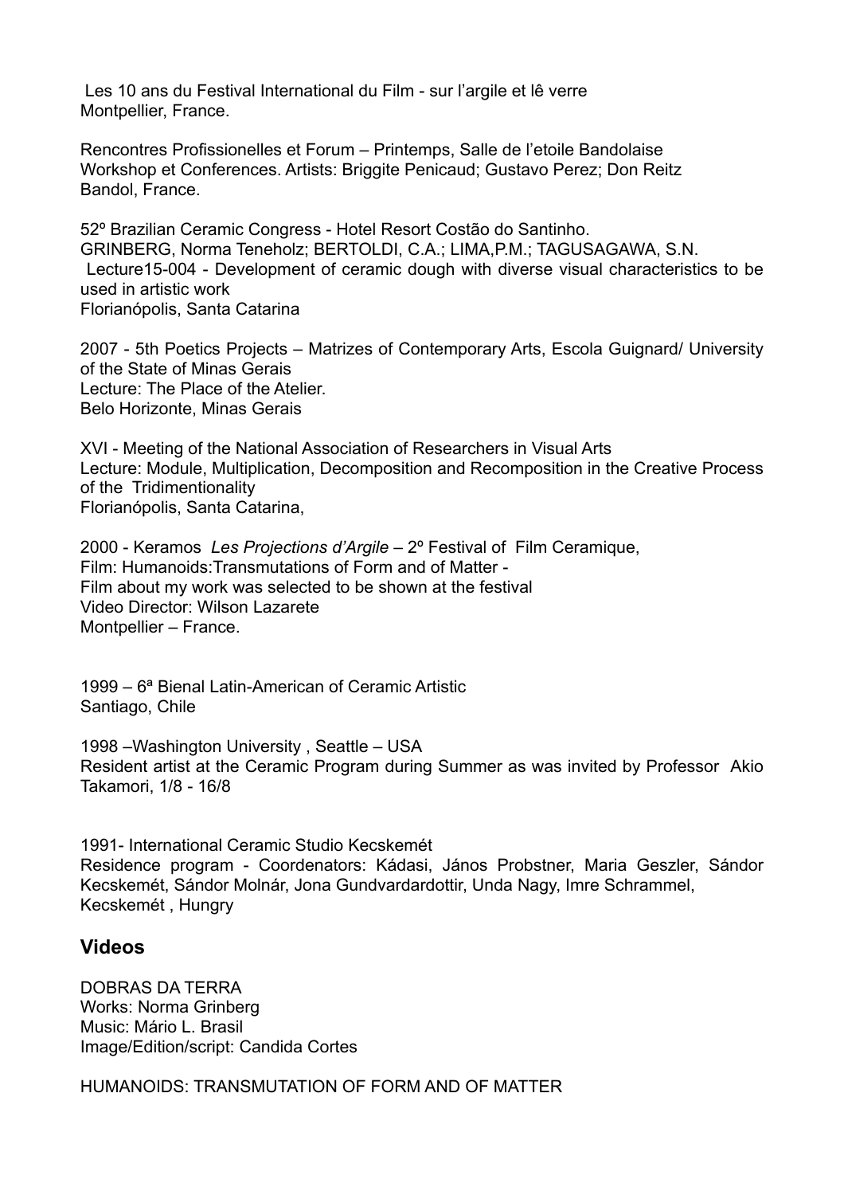Les 10 ans du Festival International du Film - sur l'argile et lê verre
Montpellier, France.

Rencontres Profissionelles et Forum – Printemps, Salle de l'etoile Bandolaise
Workshop et Conferences. Artists: Briggite Penicaud; Gustavo Perez; Don Reitz
Bandol, France.

52º Brazilian Ceramic Congress - Hotel Resort Costão do Santinho.
GRINBERG, Norma Teneholz; BERTOLDI, C.A.; LIMA,P.M.; TAGUSAGAWA, S.N.
Lecture15-004 - Development of ceramic dough with diverse visual characteristics to be used in artistic work
Florianópolis, Santa Catarina

2007 - 5th Poetics Projects – Matrizes of Contemporary Arts, Escola Guignard/ University of the State of Minas Gerais
Lecture: The Place of the Atelier.
Belo Horizonte, Minas Gerais

XVI - Meeting of the National Association of Researchers in Visual Arts
Lecture: Module, Multiplication, Decomposition and Recomposition in the Creative Process of the Tridimentionality
Florianópolis, Santa Catarina,

2000 - Keramos *Les Projections d'Argile* – 2º Festival of Film Ceramique,
Film: Humanoids:Transmutations of Form and of Matter -
Film about my work was selected to be shown at the festival
Video Director: Wilson Lazarete
Montpellier – France.

1999 – 6ª Bienal Latin-American of Ceramic Artistic
Santiago, Chile

1998 –Washington University , Seattle – USA
Resident artist at the Ceramic Program during Summer as was invited by Professor Akio Takamori, 1/8 - 16/8

1991- International Ceramic Studio Kecskemét
Residence program - Coordenators: Kádasi, János Probstner, Maria Geszler, Sándor Kecskemét, Sándor Molnár, Jona Gundvardardottir, Unda Nagy, Imre Schrammel,
Kecskemét , Hungry

## Videos

DOBRAS DA TERRA
Works: Norma Grinberg
Music: Mário L. Brasil
Image/Edition/script: Candida Cortes

HUMANOIDS: TRANSMUTATION OF FORM AND OF MATTER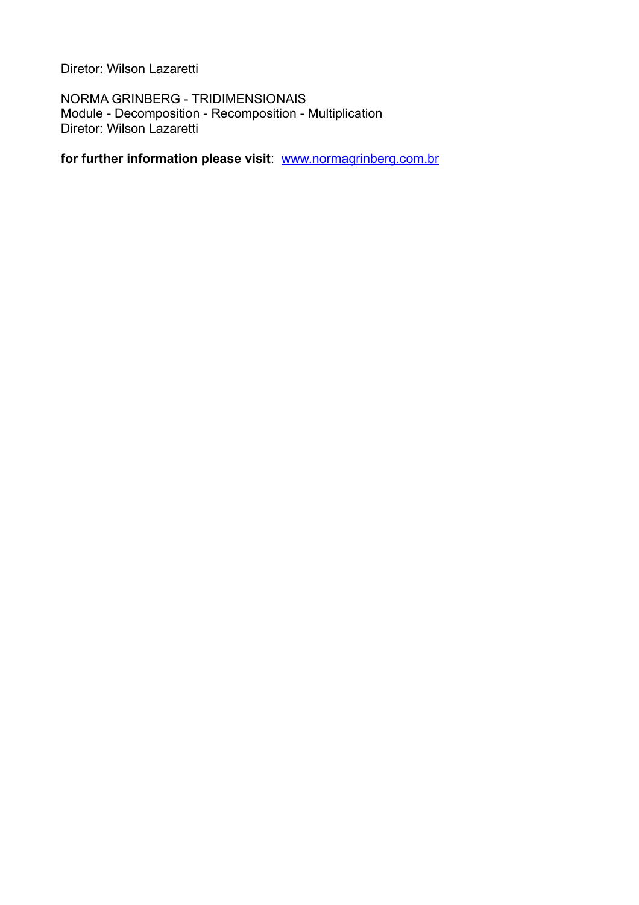Diretor: Wilson Lazaretti

NORMA GRINBERG - TRIDIMENSIONAIS
Module - Decomposition - Recomposition - Multiplication
Diretor: Wilson Lazaretti

**for further information please visit**: [www.normagrinberg.com.br](http://www.normagrinberg.com.br)